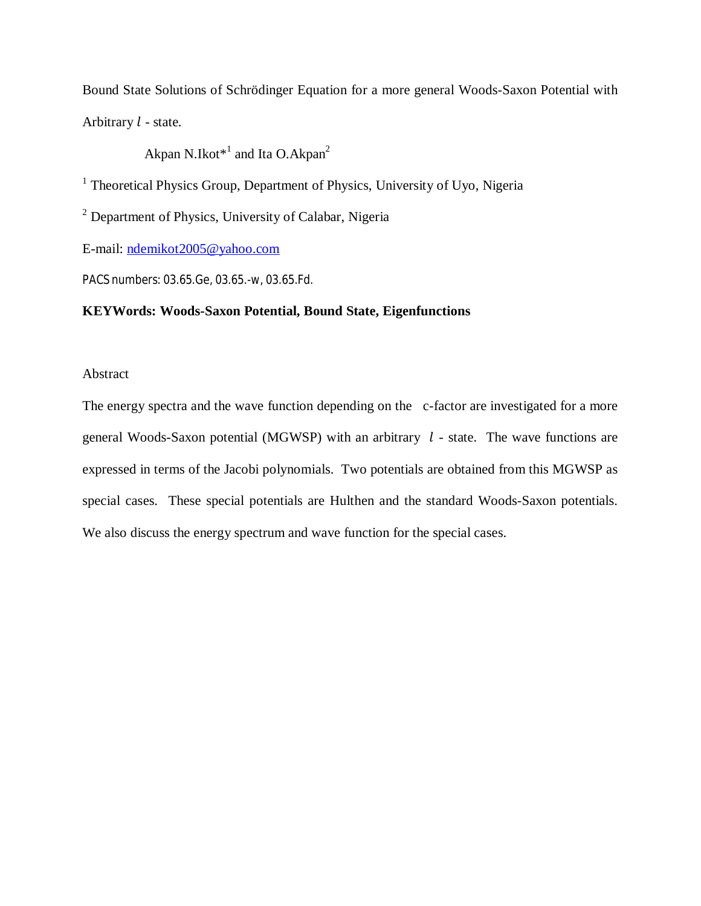# Bound State Solutions of Schrödinger Equation for a more general Woods-Saxon Potential with Arbitrary $l$ - state.

Akpan N.Ikot*[1] and Ita O.Akpan[2]

[1] Theoretical Physics Group, Department of Physics, University of Uyo, Nigeria

[2] Department of Physics, University of Calabar, Nigeria

E-mail: ndemikot2005@yahoo.com

PACS numbers: 03.65.Ge, 03.65.-w, 03.65.Fd.

**KEYWords: Woods-Saxon Potential, Bound State, Eigenfunctions**

## Abstract

The energy spectra and the wave function depending on the c-factor are investigated for a more general Woods-Saxon potential (MGWSP) with an arbitrary $l$ - state. The wave functions are expressed in terms of the Jacobi polynomials. Two potentials are obtained from this MGWSP as special cases. These special potentials are Hulthen and the standard Woods-Saxon potentials. We also discuss the energy spectrum and wave function for the special cases.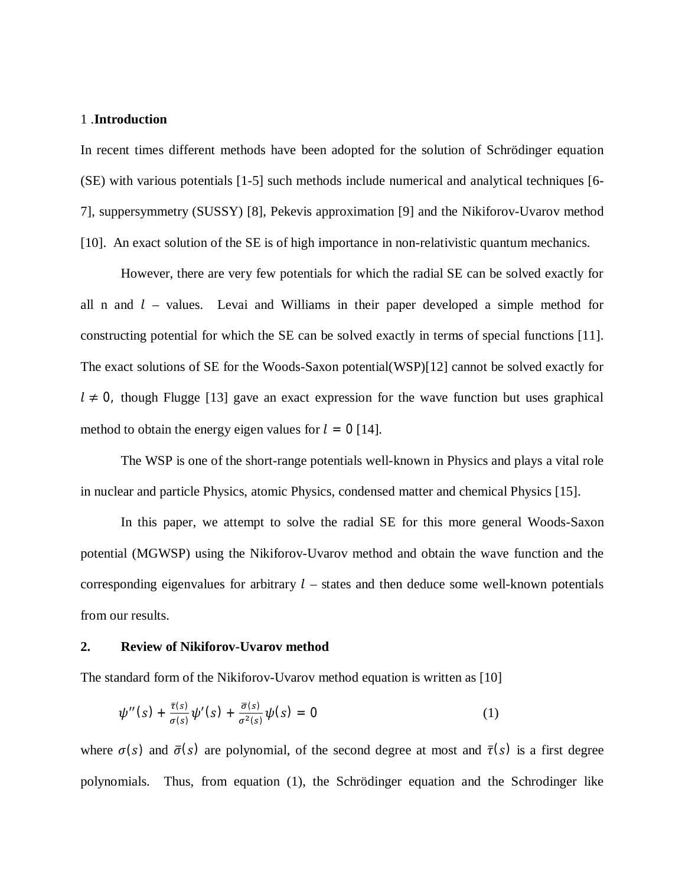## 1 .Introduction

In recent times different methods have been adopted for the solution of Schrödinger equation (SE) with various potentials [1-5] such methods include numerical and analytical techniques [6-7], suppersymmetry (SUSSY) [8], Pekevis approximation [9] and the Nikiforov-Uvarov method [10]. An exact solution of the SE is of high importance in non-relativistic quantum mechanics.

However, there are very few potentials for which the radial SE can be solved exactly for all n and $l$ – values. Levai and Williams in their paper developed a simple method for constructing potential for which the SE can be solved exactly in terms of special functions [11]. The exact solutions of SE for the Woods-Saxon potential(WSP)[12] cannot be solved exactly for $l \neq 0$, though Flugge [13] gave an exact expression for the wave function but uses graphical method to obtain the energy eigen values for $l = 0$ [14].

The WSP is one of the short-range potentials well-known in Physics and plays a vital role in nuclear and particle Physics, atomic Physics, condensed matter and chemical Physics [15].

In this paper, we attempt to solve the radial SE for this more general Woods-Saxon potential (MGWSP) using the Nikiforov-Uvarov method and obtain the wave function and the corresponding eigenvalues for arbitrary $l$ – states and then deduce some well-known potentials from our results.

## 2. Review of Nikiforov-Uvarov method

The standard form of the Nikiforov-Uvarov method equation is written as [10]

$$\psi''(s) + \frac{\bar{\tau}(s)}{\sigma(s)}\psi'(s) + \frac{\bar{\sigma}(s)}{\sigma^2(s)}\psi(s) = 0 \tag{1}$$

where $\sigma(s)$ and $\bar{\sigma}(s)$ are polynomial, of the second degree at most and $\bar{\tau}(s)$ is a first degree polynomials. Thus, from equation (1), the Schrödinger equation and the Schrodinger like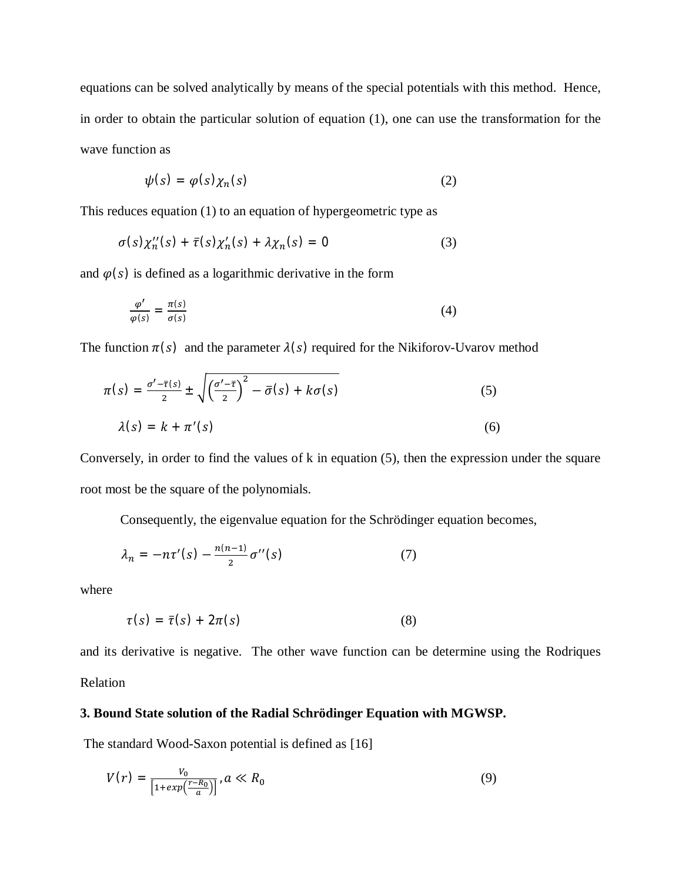equations can be solved analytically by means of the special potentials with this method. Hence, in order to obtain the particular solution of equation (1), one can use the transformation for the wave function as

$$\psi(s) = \varphi(s)\chi_n(s) \tag{2}$$

This reduces equation (1) to an equation of hypergeometric type as

$$\sigma(s)\chi_n''(s) + \bar{\tau}(s)\chi_n'(s) + \lambda\chi_n(s) = 0 \tag{3}$$

and $\varphi(s)$ is defined as a logarithmic derivative in the form

$$\frac{\varphi'}{\varphi(s)} = \frac{\pi(s)}{\sigma(s)} \tag{4}$$

The function $\pi(s)$ and the parameter $\lambda(s)$ required for the Nikiforov-Uvarov method

$$\pi(s) = \frac{\sigma' - \bar{\tau}(s)}{2} \pm \sqrt{\left(\frac{\sigma' - \bar{\tau}}{2}\right)^2 - \bar{\sigma}(s) + k\sigma(s)} \tag{5}$$

$$\lambda(s) = k + \pi'(s) \tag{6}$$

Conversely, in order to find the values of k in equation (5), then the expression under the square root most be the square of the polynomials.

Consequently, the eigenvalue equation for the Schrödinger equation becomes,

$$\lambda_n = -n\tau'(s) - \frac{n(n-1)}{2}\sigma''(s) \tag{7}$$

where

$$\tau(s) = \bar{\tau}(s) + 2\pi(s) \tag{8}$$

and its derivative is negative. The other wave function can be determine using the Rodriques Relation

### 3. Bound State solution of the Radial Schrödinger Equation with MGWSP.

The standard Wood-Saxon potential is defined as [16]

$$V(r) = \frac{V_0}{\left[1 + exp\left(\frac{r - R_0}{a}\right)\right]}, a \ll R_0 \tag{9}$$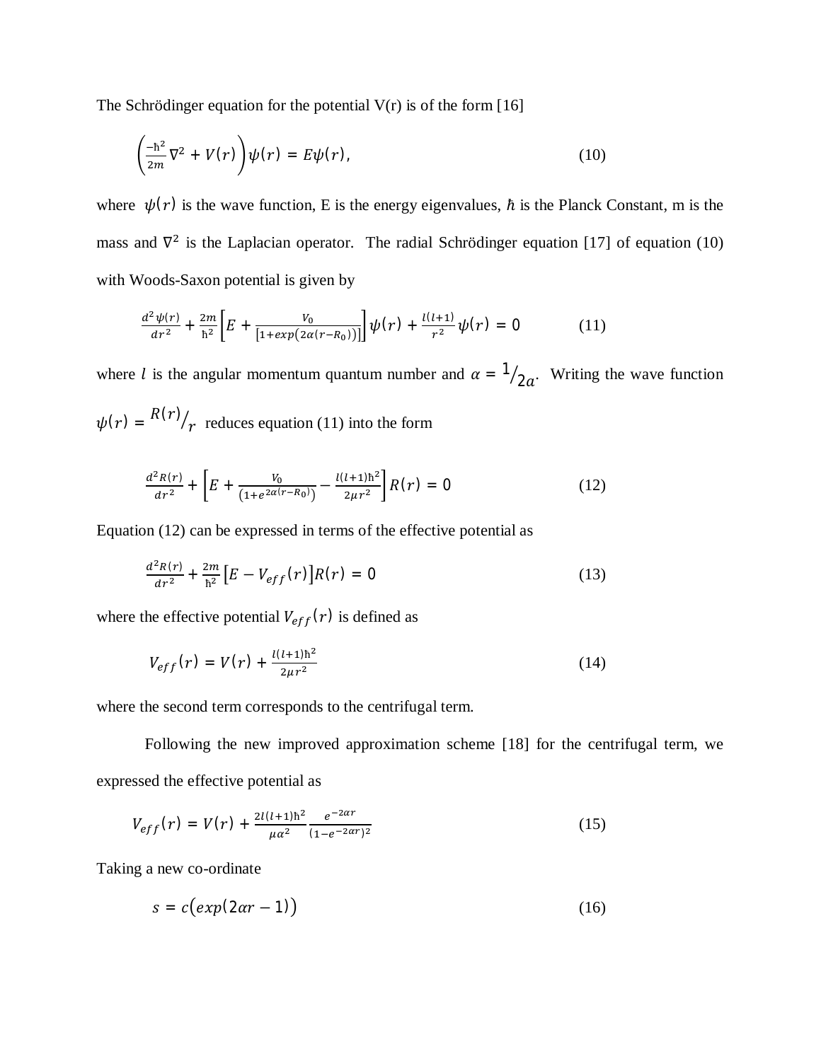The Schrödinger equation for the potential V(r) is of the form [16]

$$\left(\frac{-\hbar^2}{2m}\nabla^2 + V(r)\right)\psi(r) = E\psi(r), \tag{10}$$

where $\psi(r)$ is the wave function, E is the energy eigenvalues, $\hbar$ is the Planck Constant, m is the mass and $\nabla^2$ is the Laplacian operator. The radial Schrödinger equation [17] of equation (10) with Woods-Saxon potential is given by

$$\frac{d^2\psi(r)}{dr^2} + \frac{2m}{\hbar^2}\left[E + \frac{V_0}{[1+exp(2\alpha(r-R_0))]}\right]\psi(r) + \frac{l(l+1)}{r^2}\psi(r) = 0 \tag{11}$$

where $l$ is the angular momentum quantum number and $\alpha = {}^{1}/_{2a}$. Writing the wave function $\psi(r) = {}^{R(r)}/_{r}$ reduces equation (11) into the form

$$\frac{d^2R(r)}{dr^2} + \left[E + \frac{V_0}{(1+e^{2\alpha(r-R_0)})} - \frac{l(l+1)\hbar^2}{2\mu r^2}\right]R(r) = 0 \tag{12}$$

Equation (12) can be expressed in terms of the effective potential as

$$\frac{d^2R(r)}{dr^2} + \frac{2m}{\hbar^2}\left[E - V_{eff}(r)\right]R(r) = 0 \tag{13}$$

where the effective potential $V_{eff}(r)$ is defined as

$$V_{eff}(r) = V(r) + \frac{l(l+1)\hbar^2}{2\mu r^2} \tag{14}$$

where the second term corresponds to the centrifugal term.

Following the new improved approximation scheme [18] for the centrifugal term, we expressed the effective potential as

$$V_{eff}(r) = V(r) + \frac{2l(l+1)\hbar^2}{\mu\alpha^2}\frac{e^{-2\alpha r}}{(1-e^{-2\alpha r})^2} \tag{15}$$

Taking a new co-ordinate

$$s = c\left(exp(2\alpha r - 1)\right) \tag{16}$$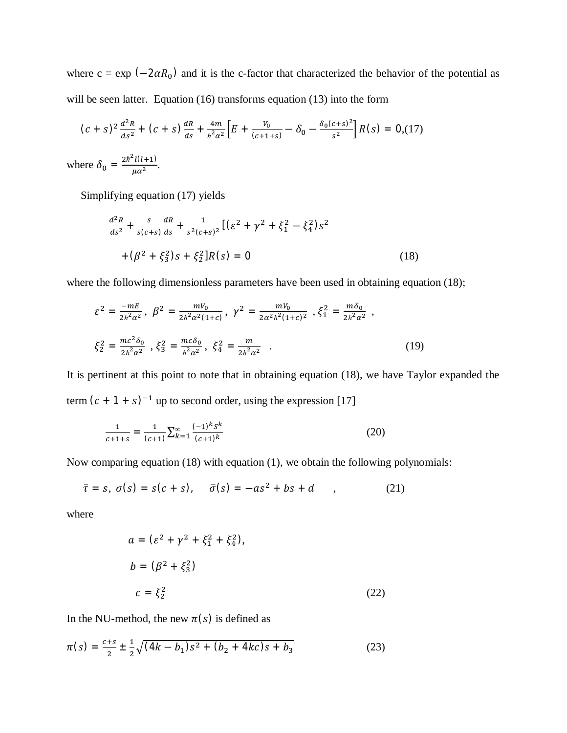where c = exp $(-2\alpha R_0)$ and it is the c-factor that characterized the behavior of the potential as will be seen latter. Equation (16) transforms equation (13) into the form

$$(c+s)^2 \frac{d^2R}{ds^2} + (c+s)\frac{dR}{ds} + \frac{4m}{\hbar^2\alpha^2}\left[E + \frac{V_0}{(c+1+s)} - \delta_0 - \frac{\delta_0(c+s)^2}{s^2}\right]R(s) = 0, \tag{17}$$

where $\delta_0 = \frac{2\hbar^2 l(l+1)}{\mu\alpha^2}$.

Simplifying equation (17) yields

$$\frac{d^2R}{ds^2} + \frac{s}{s(c+s)}\frac{dR}{ds} + \frac{1}{s^2(c+s)^2}[(\varepsilon^2+\gamma^2+\xi_1^2-\xi_4^2)s^2$$

$$+(\beta^2+\xi_3^2)s + \xi_2^2]R(s) = 0 \tag{18}$$

where the following dimensionless parameters have been used in obtaining equation (18);

$$\varepsilon^2 = \frac{-mE}{2\hbar^2\alpha^2},\ \beta^2 = \frac{mV_0}{2\hbar^2\alpha^2(1+c)},\ \gamma^2 = \frac{mV_0}{2\alpha^2\hbar^2(1+c)^2},\ \xi_1^2 = \frac{m\delta_0}{2\hbar^2\alpha^2},$$

$$\xi_2^2 = \frac{mc^2\delta_0}{2\hbar^2\alpha^2},\ \xi_3^2 = \frac{mc\delta_0}{\hbar^2\alpha^2},\ \xi_4^2 = \frac{m}{2\hbar^2\alpha^2}\ . \tag{19}$$

It is pertinent at this point to note that in obtaining equation (18), we have Taylor expanded the term $(c+1+s)^{-1}$ up to second order, using the expression [17]

$$\frac{1}{c+1+s} = \frac{1}{(c+1)}\sum_{k=1}^{\infty}\frac{(-1)^k s^k}{(c+1)^k} \tag{20}$$

Now comparing equation (18) with equation (1), we obtain the following polynomials:

$$\bar{\tau} = s,\ \sigma(s) = s(c+s),\quad \bar{\sigma}(s) = -as^2 + bs + d\quad , \tag{21}$$

where

$$a = (\varepsilon^2+\gamma^2+\xi_1^2+\xi_4^2),$$

$$b = (\beta^2+\xi_3^2)$$

$$c = \xi_2^2 \tag{22}$$

In the NU-method, the new $\pi(s)$ is defined as

$$\pi(s) = \frac{c+s}{2} \pm \frac{1}{2}\sqrt{(4k-b_1)s^2 + (b_2+4kc)s + b_3} \tag{23}$$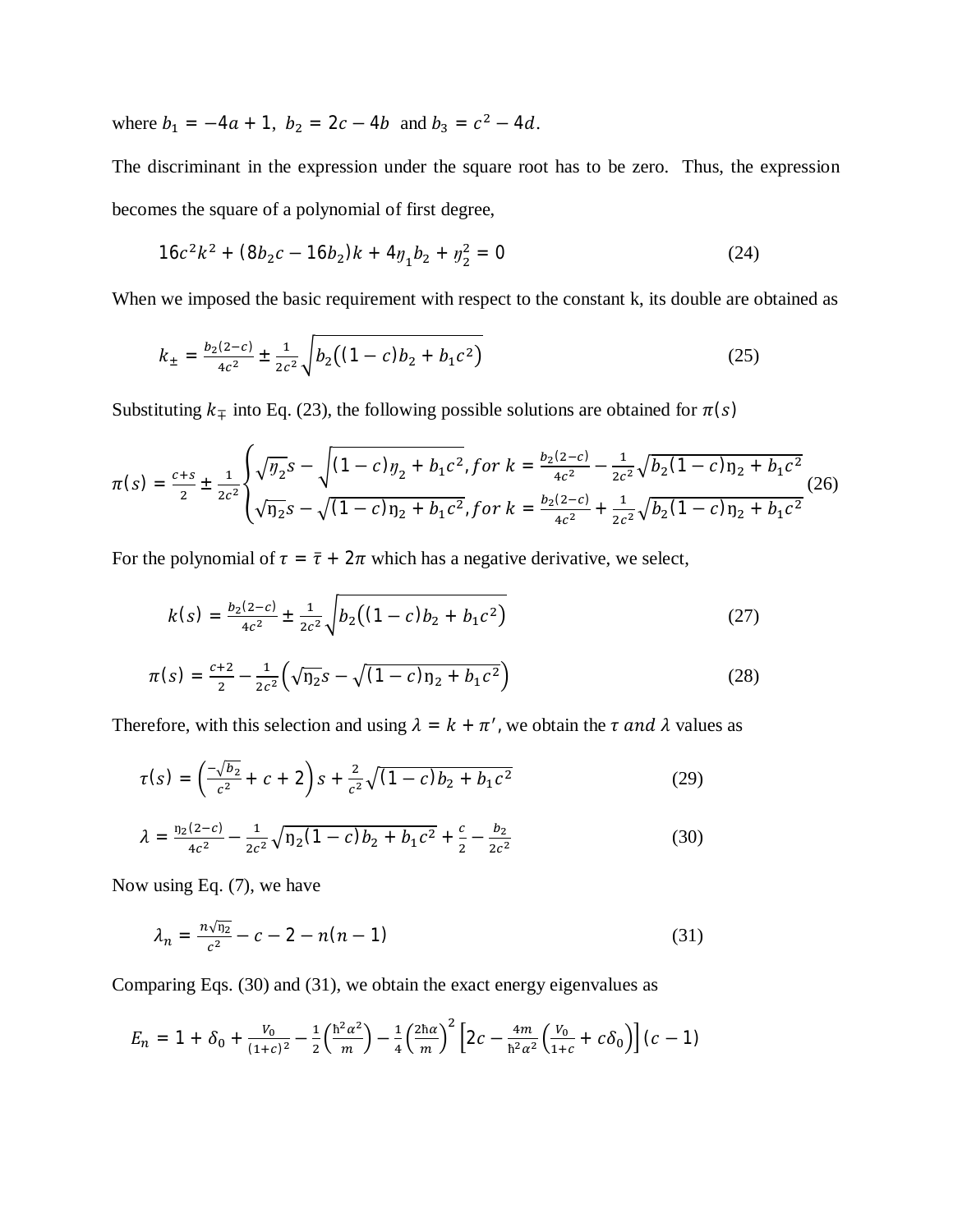where $b_1 = -4a + 1,\ b_2 = 2c - 4b$ and $b_3 = c^2 - 4d$.

The discriminant in the expression under the square root has to be zero. Thus, the expression becomes the square of a polynomial of first degree,

$$16c^2k^2 + (8b_2c - 16b_2)k + 4\eta_1 b_2 + \eta_2^2 = 0 \tag{24}$$

When we imposed the basic requirement with respect to the constant k, its double are obtained as

$$k_{\pm} = \frac{b_2(2-c)}{4c^2} \pm \frac{1}{2c^2}\sqrt{b_2\left((1-c)b_2 + b_1c^2\right)} \tag{25}$$

Substituting $k_{\mp}$ into Eq. (23), the following possible solutions are obtained for $\pi(s)$

$$\pi(s) = \frac{c+s}{2} \pm \frac{1}{2c^2}\begin{cases}\sqrt{\eta_2}s - \sqrt{(1-c)\eta_2 + b_1c^2}, for\ k = \frac{b_2(2-c)}{4c^2} - \frac{1}{2c^2}\sqrt{b_2(1-c)\eta_2 + b_1c^2} \\ \sqrt{\eta_2}s - \sqrt{(1-c)\eta_2 + b_1c^2}, for\ k = \frac{b_2(2-c)}{4c^2} + \frac{1}{2c^2}\sqrt{b_2(1-c)\eta_2 + b_1c^2}\end{cases} \tag{26}$$

For the polynomial of $\tau = \bar{\tau} + 2\pi$ which has a negative derivative, we select,

$$k(s) = \frac{b_2(2-c)}{4c^2} \pm \frac{1}{2c^2}\sqrt{b_2\left((1-c)b_2 + b_1c^2\right)} \tag{27}$$

$$\pi(s) = \frac{c+2}{2} - \frac{1}{2c^2}\left(\sqrt{\eta_2}s - \sqrt{(1-c)\eta_2 + b_1c^2}\right) \tag{28}$$

Therefore, with this selection and using $\lambda = k + \pi'$, we obtain the $\tau\ and\ \lambda$ values as

$$\tau(s) = \left(\frac{-\sqrt{b_2}}{c^2} + c + 2\right)s + \frac{2}{c^2}\sqrt{(1-c)b_2 + b_1c^2} \tag{29}$$

$$\lambda = \frac{\eta_2(2-c)}{4c^2} - \frac{1}{2c^2}\sqrt{\eta_2(1-c)b_2 + b_1c^2} + \frac{c}{2} - \frac{b_2}{2c^2} \tag{30}$$

Now using Eq. (7), we have

$$\lambda_n = \frac{n\sqrt{\eta_2}}{c^2} - c - 2 - n(n-1) \tag{31}$$

Comparing Eqs. (30) and (31), we obtain the exact energy eigenvalues as

$$E_n = 1 + \delta_0 + \frac{V_0}{(1+c)^2} - \frac{1}{2}\left(\frac{\hbar^2\alpha^2}{m}\right) - \frac{1}{4}\left(\frac{2\hbar\alpha}{m}\right)^2\left[2c - \frac{4m}{\hbar^2\alpha^2}\left(\frac{V_0}{1+c} + c\delta_0\right)\right](c-1)$$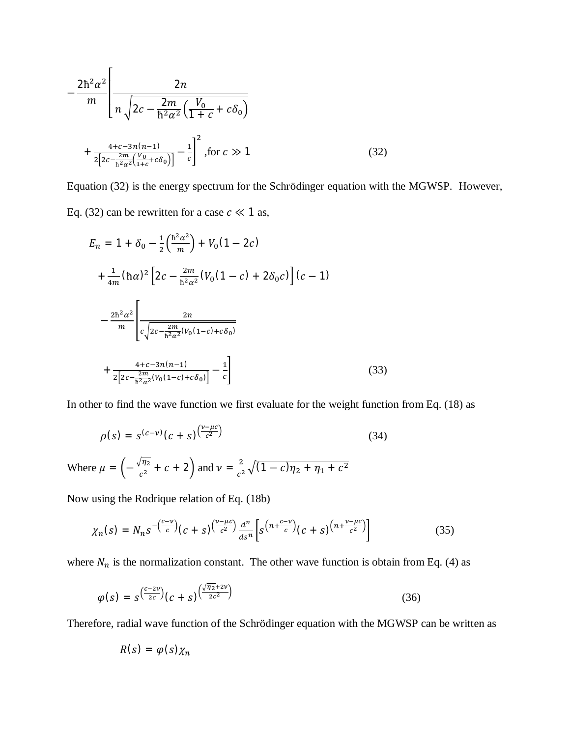$$-\frac{2\hbar^2\alpha^2}{m}\left[\frac{2n}{n\sqrt{2c-\frac{2m}{\hbar^2\alpha^2}\left(\frac{V_0}{1+c}+c\delta_0\right)}}\right.$$

$$\left.+\frac{4+c-3n(n-1)}{2\left[2c-\frac{2m}{\hbar^2\alpha^2}\left(\frac{V_0}{1+c}+c\delta_0\right)\right]}-\frac{1}{c}\right]^2 \text{,for } c \gg 1 \tag{32}$$

Equation (32) is the energy spectrum for the Schrödinger equation with the MGWSP. However, Eq. (32) can be rewritten for a case $c \ll 1$ as,

$$E_n = 1+\delta_0-\frac{1}{2}\left(\frac{\hbar^2\alpha^2}{m}\right)+V_0(1-2c)$$

$$+\frac{1}{4m}(\hbar\alpha)^2\left[2c-\frac{2m}{\hbar^2\alpha^2}\left(V_0(1-c)+2\delta_0 c\right)\right](c-1)$$

$$-\frac{2\hbar^2\alpha^2}{m}\left[\frac{2n}{c\sqrt{2c-\frac{2m}{\hbar^2\alpha^2}\left(V_0(1-c)+c\delta_0\right)}}\right.$$

$$\left.+\frac{4+c-3n(n-1)}{2\left[2c-\frac{2m}{\hbar^2\alpha^2}\left(V_0(1-c)+c\delta_0\right)\right]}-\frac{1}{c}\right] \tag{33}$$

In other to find the wave function we first evaluate for the weight function from Eq. (18) as

$$\rho(s) = s^{(c-\nu)}(c+s)^{\left(\frac{\nu-\mu c}{c^2}\right)} \tag{34}$$

Where $\mu = \left(-\frac{\sqrt{\eta_2}}{c^2}+c+2\right)$ and $\nu = \frac{2}{c^2}\sqrt{(1-c)\eta_2+\eta_1+c^2}$

Now using the Rodrique relation of Eq. (18b)

$$\chi_n(s) = N_n s^{-\left(\frac{c-\nu}{c}\right)}(c+s)^{\left(\frac{\nu-\mu c}{c^2}\right)}\frac{d^n}{ds^n}\left[s^{\left(n+\frac{c-\nu}{c}\right)}(c+s)^{\left(n+\frac{\nu-\mu c}{c^2}\right)}\right] \tag{35}$$

where $N_n$ is the normalization constant. The other wave function is obtain from Eq. (4) as

$$\varphi(s) = s^{\left(\frac{c-2\nu}{2c}\right)}(c+s)^{\left(\frac{\sqrt{\eta_2}+2\nu}{2c^2}\right)} \tag{36}$$

Therefore, radial wave function of the Schrödinger equation with the MGWSP can be written as

$$R(s) = \varphi(s)\chi_n$$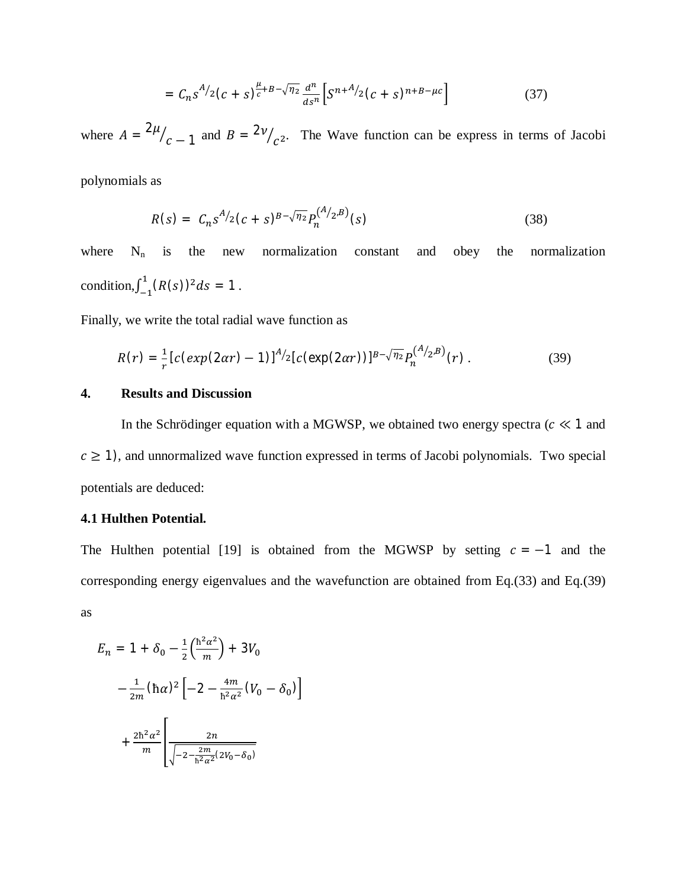$$= C_n s^{A/2}(c+s)^{\frac{\mu}{c}+B-\sqrt{\eta_2}} \frac{d^n}{ds^n}\left[S^{n+A/2}(c+s)^{n+B-\mu c}\right] \tag{37}$$

where $A = {}^{2\mu}/_{c} - 1$ and $B = {}^{2\nu}/_{c^2}$. The Wave function can be express in terms of Jacobi polynomials as

$$R(s) = C_n s^{A/2}(c+s)^{B-\sqrt{\eta_2}} P_n^{(A/2,B)}(s) \tag{38}$$

where $N_n$ is the new normalization constant and obey the normalization condition, $\int_{-1}^{1}(R(s))^2 ds = 1$.

Finally, we write the total radial wave function as

$$R(r) = \frac{1}{r}[c(exp(2\alpha r)-1)]^{A/2}[c(\exp(2\alpha r))]^{B-\sqrt{\eta_2}} P_n^{(A/2,B)}(r). \tag{39}$$

## 4. Results and Discussion

In the Schrödinger equation with a MGWSP, we obtained two energy spectra ($c \ll 1$ and $c \geq 1$), and unnormalized wave function expressed in terms of Jacobi polynomials. Two special potentials are deduced:

### 4.1 Hulthen Potential.

The Hulthen potential [19] is obtained from the MGWSP by setting $c = -1$ and the corresponding energy eigenvalues and the wavefunction are obtained from Eq.(33) and Eq.(39) as

$$E_n = 1 + \delta_0 - \frac{1}{2}\left(\frac{\hbar^2\alpha^2}{m}\right) + 3V_0$$

$$-\frac{1}{2m}(\hbar\alpha)^2\left[-2 - \frac{4m}{\hbar^2\alpha^2}(V_0 - \delta_0)\right]$$

$$+\frac{2\hbar^2\alpha^2}{m}\left[\frac{2n}{\sqrt{-2-\frac{2m}{\hbar^2\alpha^2}(2V_0-\delta_0)}}\right.$$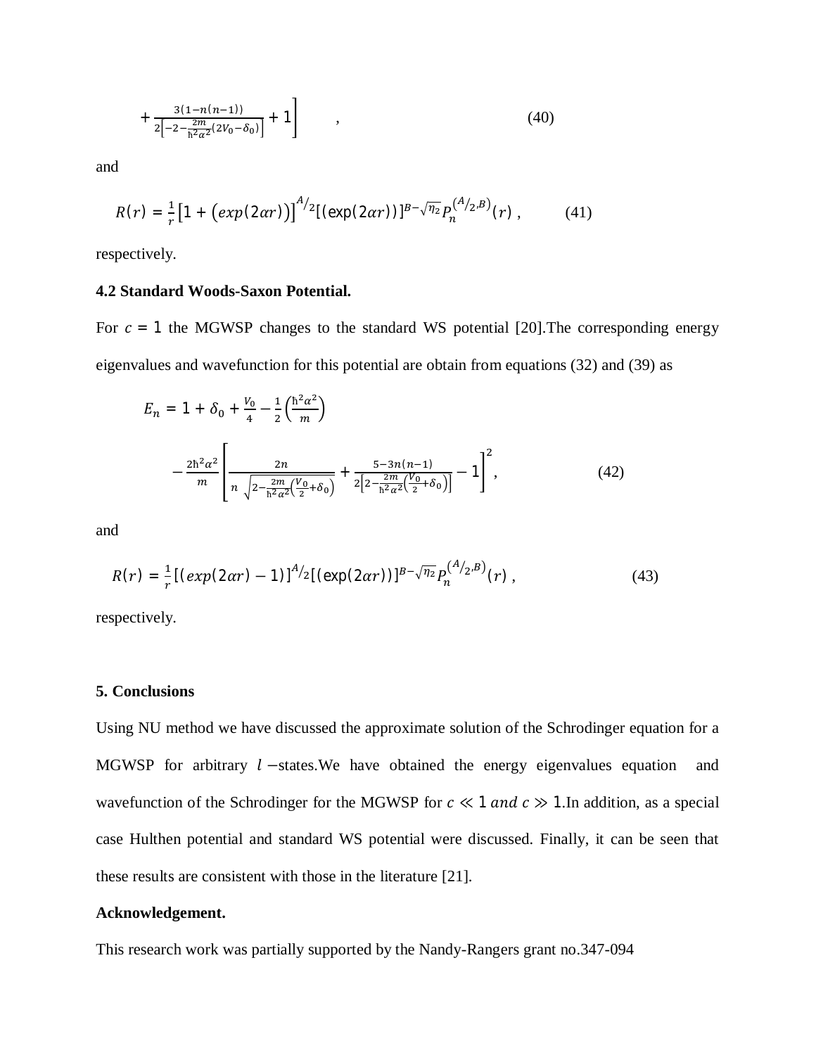$$+\frac{3(1-n(n-1))}{2\left[-2-\frac{2m}{\hbar^2\alpha^2}(2V_0-\delta_0)\right]}+1\Bigg] \quad , \tag{40}$$

and

$$R(r) = \frac{1}{r}\left[1+\left(exp(2\alpha r)\right)\right]^{A/2}[(\exp(2\alpha r))]^{B-\sqrt{\eta_2}}P_n^{(A/2,B)}(r) , \tag{41}$$

respectively.

**4.2 Standard Woods-Saxon Potential.**

For $c = 1$ the MGWSP changes to the standard WS potential [20].The corresponding energy eigenvalues and wavefunction for this potential are obtain from equations (32) and (39) as

$$E_n = 1+\delta_0+\frac{V_0}{4}-\frac{1}{2}\left(\frac{\hbar^2\alpha^2}{m}\right)$$

$$-\frac{2\hbar^2\alpha^2}{m}\left[\frac{2n}{n\sqrt{2-\frac{2m}{\hbar^2\alpha^2}\left(\frac{V_0}{2}+\delta_0\right)}}+\frac{5-3n(n-1)}{2\left[2-\frac{2m}{\hbar^2\alpha^2}\left(\frac{V_0}{2}+\delta_0\right)\right]}-1\right]^2, \tag{42}$$

and

$$R(r) = \frac{1}{r}[(exp(2\alpha r)-1)]^{A/2}[(\exp(2\alpha r))]^{B-\sqrt{\eta_2}}P_n^{(A/2,B)}(r) , \tag{43}$$

respectively.

**5. Conclusions**

Using NU method we have discussed the approximate solution of the Schrodinger equation for a MGWSP for arbitrary $l$ −states.We have obtained the energy eigenvalues equation and wavefunction of the Schrodinger for the MGWSP for $c \ll 1$ $and$ $c \gg 1$.In addition, as a special case Hulthen potential and standard WS potential were discussed. Finally, it can be seen that these results are consistent with those in the literature [21].

**Acknowledgement.**

This research work was partially supported by the Nandy-Rangers grant no.347-094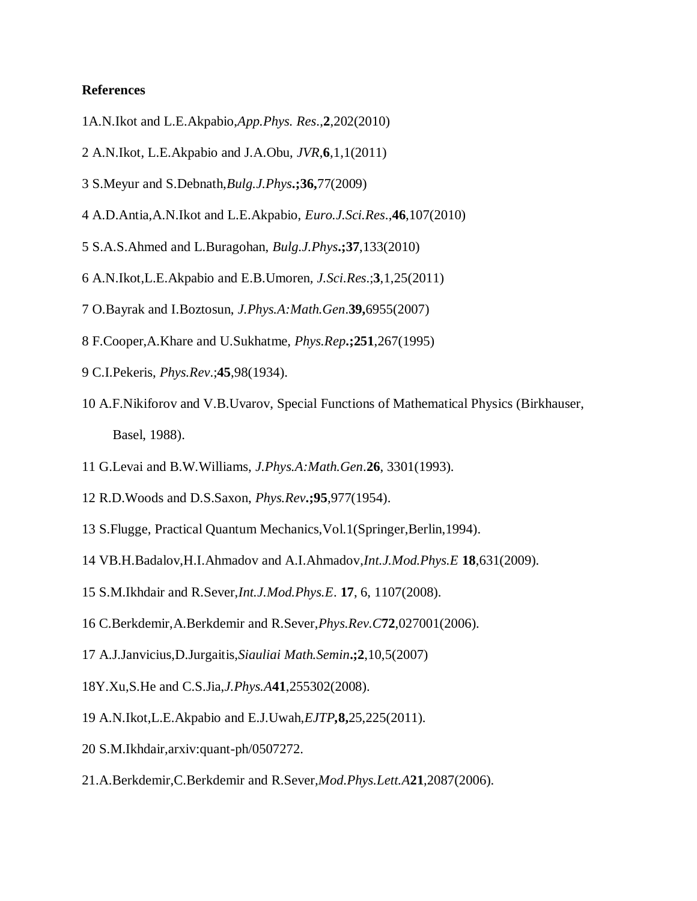**References**

1A.N.Ikot and L.E.Akpabio,*App.Phys. Res*.,**2**,202(2010)

2 A.N.Ikot, L.E.Akpabio and J.A.Obu, *JVR*,**6**,1,1(2011)

3 S.Meyur and S.Debnath,*Bulg.J.Phys***.;36,**77(2009)

4 A.D.Antia,A.N.Ikot and L.E.Akpabio, *Euro.J.Sci.Res*.,**46**,107(2010)

5 S.A.S.Ahmed and L.Buragohan, *Bulg.J.Phys***.;37**,133(2010)

6 A.N.Ikot,L.E.Akpabio and E.B.Umoren, *J.Sci.Res*.;**3**,1,25(2011)

7 O.Bayrak and I.Boztosun, *J.Phys.A:Math.Gen*.**39,**6955(2007)

8 F.Cooper,A.Khare and U.Sukhatme, *Phys.Rep***.;251**,267(1995)

9 C.I.Pekeris, *Phys.Rev*.;**45**,98(1934).

10 A.F.Nikiforov and V.B.Uvarov, Special Functions of Mathematical Physics (Birkhauser, Basel, 1988).

11 G.Levai and B.W.Williams, *J.Phys.A:Math.Gen*.**26**, 3301(1993).

12 R.D.Woods and D.S.Saxon, *Phys.Rev***.;95**,977(1954).

13 S.Flugge, Practical Quantum Mechanics,Vol.1(Springer,Berlin,1994).

14 VB.H.Badalov,H.I.Ahmadov and A.I.Ahmadov,*Int.J.Mod.Phys.E* **18**,631(2009).

15 S.M.Ikhdair and R.Sever,*Int.J.Mod.Phys.E*. **17**, 6, 1107(2008).

16 C.Berkdemir,A.Berkdemir and R.Sever,*Phys.Rev.C***72**,027001(2006).

17 A.J.Janvicius,D.Jurgaitis,*Siauliai Math.Semin***.;2**,10,5(2007)

18Y.Xu,S.He and C.S.Jia,*J.Phys.A***41**,255302(2008).

19 A.N.Ikot,L.E.Akpabio and E.J.Uwah,*EJTP***,8,**25,225(2011).

20 S.M.Ikhdair,arxiv:quant-ph/0507272.

21.A.Berkdemir,C.Berkdemir and R.Sever,*Mod.Phys.Lett.A***21**,2087(2006).